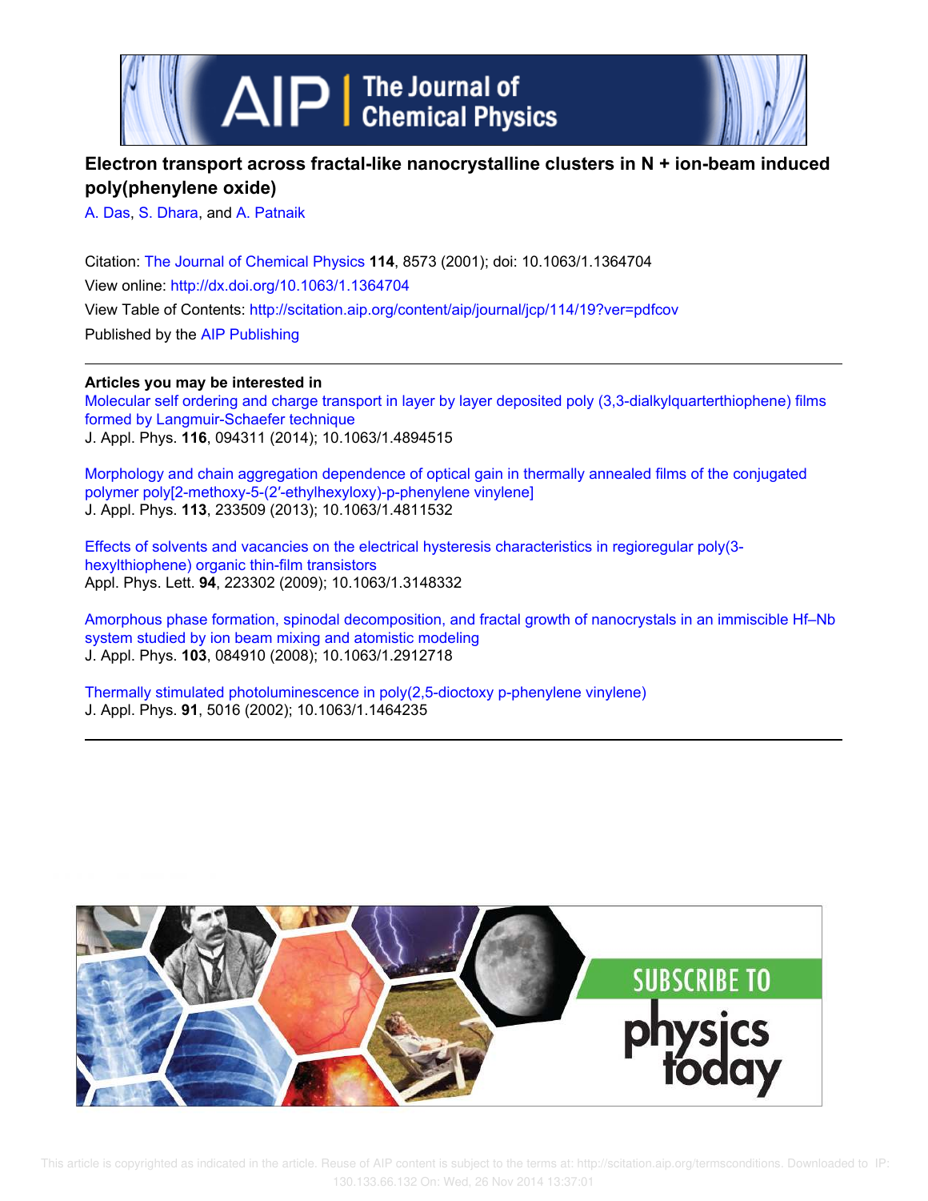# Electron transport across fractal-like nanocrystalline clusters in N + ion-beam induced poly(phenylene oxide)

A. Das, S. Dhara, and A. Patnaik

Citation: The Journal of Chemical Physics **114**, 8573 (2001); doi: 10.1063/1.1364704

View online: http://dx.doi.org/10.1063/1.1364704

View Table of Contents: http://scitation.aip.org/content/aip/journal/jcp/114/19?ver=pdfcov

Published by the AIP Publishing

**Articles you may be interested in**

Molecular self ordering and charge transport in layer by layer deposited poly (3,3-dialkylquarterthiophene) films formed by Langmuir-Schaefer technique
J. Appl. Phys. **116**, 094311 (2014); 10.1063/1.4894515

Morphology and chain aggregation dependence of optical gain in thermally annealed films of the conjugated polymer poly[2-methoxy-5-(2′-ethylhexyloxy)-p-phenylene vinylene]
J. Appl. Phys. **113**, 233509 (2013); 10.1063/1.4811532

Effects of solvents and vacancies on the electrical hysteresis characteristics in regioregular poly(3-hexylthiophene) organic thin-film transistors
Appl. Phys. Lett. **94**, 223302 (2009); 10.1063/1.3148332

Amorphous phase formation, spinodal decomposition, and fractal growth of nanocrystals in an immiscible Hf–Nb system studied by ion beam mixing and atomistic modeling
J. Appl. Phys. **103**, 084910 (2008); 10.1063/1.2912718

Thermally stimulated photoluminescence in poly(2,5-dioctoxy p-phenylene vinylene)
J. Appl. Phys. **91**, 5016 (2002); 10.1063/1.1464235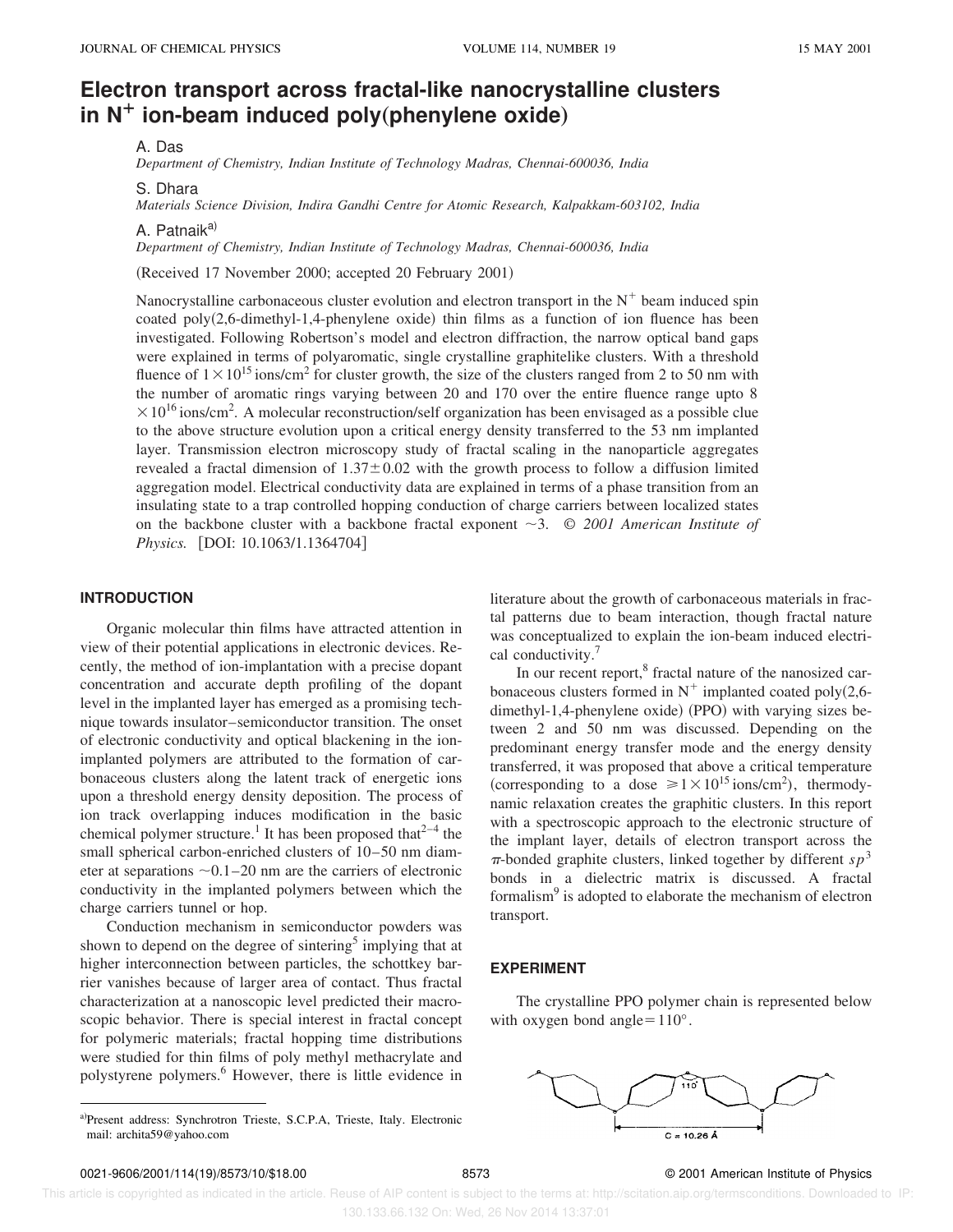# Electron transport across fractal-like nanocrystalline clusters in $N^+$ ion-beam induced poly(phenylene oxide)

A. Das
*Department of Chemistry, Indian Institute of Technology Madras, Chennai-600036, India*

S. Dhara
*Materials Science Division, Indira Gandhi Centre for Atomic Research, Kalpakkam-603102, India*

A. Patnaik[a]
*Department of Chemistry, Indian Institute of Technology Madras, Chennai-600036, India*

(Received 17 November 2000; accepted 20 February 2001)

Nanocrystalline carbonaceous cluster evolution and electron transport in the $N^+$ beam induced spin coated poly(2,6-dimethyl-1,4-phenylene oxide) thin films as a function of ion fluence has been investigated. Following Robertson's model and electron diffraction, the narrow optical band gaps were explained in terms of polyaromatic, single crystalline graphitelike clusters. With a threshold fluence of $1\times10^{15}$ ions/cm$^2$ for cluster growth, the size of the clusters ranged from 2 to 50 nm with the number of aromatic rings varying between 20 and 170 over the entire fluence range upto $8\times10^{16}$ ions/cm$^2$. A molecular reconstruction/self organization has been envisaged as a possible clue to the above structure evolution upon a critical energy density transferred to the 53 nm implanted layer. Transmission electron microscopy study of fractal scaling in the nanoparticle aggregates revealed a fractal dimension of $1.37\pm0.02$ with the growth process to follow a diffusion limited aggregation model. Electrical conductivity data are explained in terms of a phase transition from an insulating state to a trap controlled hopping conduction of charge carriers between localized states on the backbone cluster with a backbone fractal exponent ~3. © *2001 American Institute of Physics.* [DOI: 10.1063/1.1364704]

## INTRODUCTION

Organic molecular thin films have attracted attention in view of their potential applications in electronic devices. Recently, the method of ion-implantation with a precise dopant concentration and accurate depth profiling of the dopant level in the implanted layer has emerged as a promising technique towards insulator–semiconductor transition. The onset of electronic conductivity and optical blackening in the ion-implanted polymers are attributed to the formation of carbonaceous clusters along the latent track of energetic ions upon a threshold energy density deposition. The process of ion track overlapping induces modification in the basic chemical polymer structure.[1] It has been proposed that[2–4] the small spherical carbon-enriched clusters of 10–50 nm diameter at separations ~0.1–20 nm are the carriers of electronic conductivity in the implanted polymers between which the charge carriers tunnel or hop.

Conduction mechanism in semiconductor powders was shown to depend on the degree of sintering[5] implying that at higher interconnection between particles, the schottkey barrier vanishes because of larger area of contact. Thus fractal characterization at a nanoscopic level predicted their macroscopic behavior. There is special interest in fractal concept for polymeric materials; fractal hopping time distributions were studied for thin films of poly methyl methacrylate and polystyrene polymers.[6] However, there is little evidence in literature about the growth of carbonaceous materials in fractal patterns due to beam interaction, though fractal nature was conceptualized to explain the ion-beam induced electrical conductivity.[7]

In our recent report,[8] fractal nature of the nanosized carbonaceous clusters formed in $N^+$ implanted coated poly(2,6-dimethyl-1,4-phenylene oxide) (PPO) with varying sizes between 2 and 50 nm was discussed. Depending on the predominant energy transfer mode and the energy density transferred, it was proposed that above a critical temperature (corresponding to a dose $\geq 1\times10^{15}$ ions/cm$^2$), thermodynamic relaxation creates the graphitic clusters. In this report with a spectroscopic approach to the electronic structure of the implant layer, details of electron transport across the $\pi$-bonded graphite clusters, linked together by different $sp^3$ bonds in a dielectric matrix is discussed. A fractal formalism[9] is adopted to elaborate the mechanism of electron transport.

## EXPERIMENT

The crystalline PPO polymer chain is represented below with oxygen bond angle$=110°$.

[a]Present address: Synchrotron Trieste, S.C.P.A, Trieste, Italy. Electronic mail: archita59@yahoo.com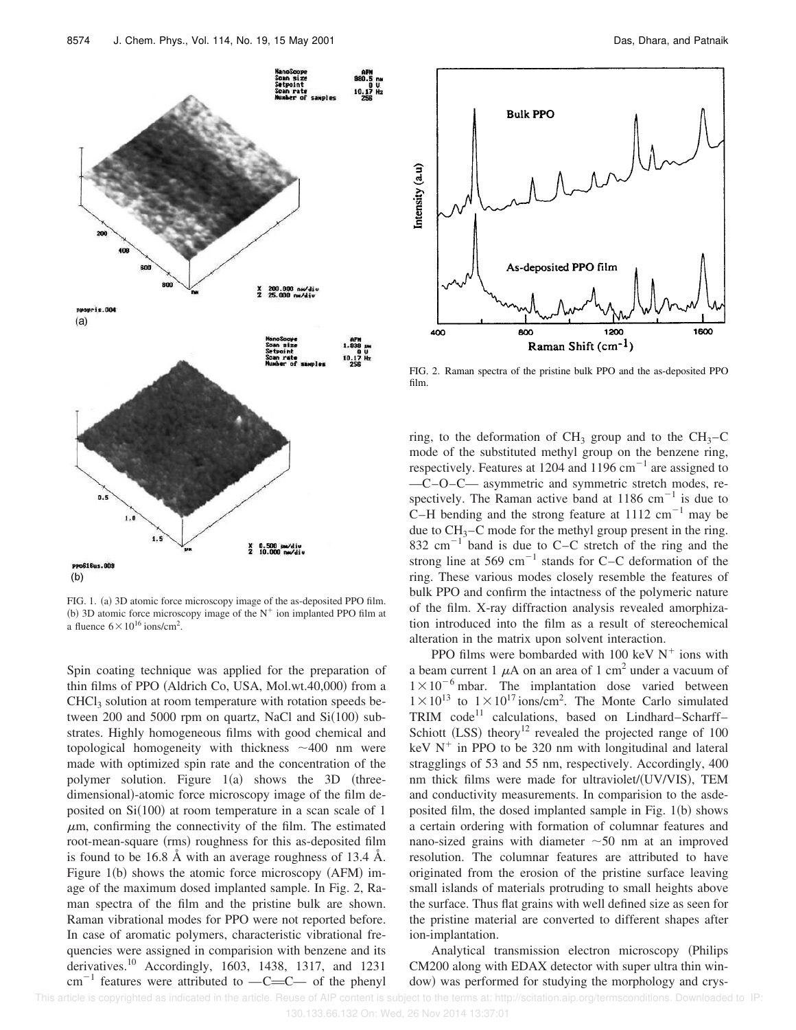FIG. 1. (a) 3D atomic force microscopy image of the as-deposited PPO film. (b) 3D atomic force microscopy image of the $N^+$ ion implanted PPO film at a fluence $6\times10^{16}$ ions/cm$^2$.

FIG. 2. Raman spectra of the pristine bulk PPO and the as-deposited PPO film.

Spin coating technique was applied for the preparation of thin films of PPO (Aldrich Co, USA, Mol.wt.40,000) from a $CHCl_3$ solution at room temperature with rotation speeds between 200 and 5000 rpm on quartz, NaCl and Si(100) substrates. Highly homogeneous films with good chemical and topological homogeneity with thickness ~400 nm were made with optimized spin rate and the concentration of the polymer solution. Figure 1(a) shows the 3D (three-dimensional)-atomic force microscopy image of the film deposited on Si(100) at room temperature in a scan scale of 1 $\mu$m, confirming the connectivity of the film. The estimated root-mean-square (rms) roughness for this as-deposited film is found to be 16.8 Å with an average roughness of 13.4 Å. Figure 1(b) shows the atomic force microscopy (AFM) image of the maximum dosed implanted sample. In Fig. 2, Raman spectra of the film and the pristine bulk are shown. Raman vibrational modes for PPO were not reported before. In case of aromatic polymers, characteristic vibrational frequencies were assigned in comparision with benzene and its derivatives.[10] Accordingly, 1603, 1438, 1317, and 1231 cm$^{-1}$ features were attributed to —C=C— of the phenyl ring, to the deformation of $CH_3$ group and to the $CH_3$–C mode of the substituted methyl group on the benzene ring, respectively. Features at 1204 and 1196 cm$^{-1}$ are assigned to —C–O–C— asymmetric and symmetric stretch modes, respectively. The Raman active band at 1186 cm$^{-1}$ is due to C–H bending and the strong feature at 1112 cm$^{-1}$ may be due to $CH_3$–C mode for the methyl group present in the ring. 832 cm$^{-1}$ band is due to C–C stretch of the ring and the strong line at 569 cm$^{-1}$ stands for C–C deformation of the ring. These various modes closely resemble the features of bulk PPO and confirm the intactness of the polymeric nature of the film. X-ray diffraction analysis revealed amorphization introduced into the film as a result of stereochemical alteration in the matrix upon solvent interaction.

PPO films were bombarded with 100 keV $N^+$ ions with a beam current 1 $\mu$A on an area of 1 cm$^2$ under a vacuum of $1\times10^{-6}$ mbar. The implantation dose varied between $1\times10^{13}$ to $1\times10^{17}$ ions/cm$^2$. The Monte Carlo simulated TRIM code[11] calculations, based on Lindhard–Scharff–Schiott (LSS) theory[12] revealed the projected range of 100 keV $N^+$ in PPO to be 320 nm with longitudinal and lateral stragglings of 53 and 55 nm, respectively. Accordingly, 400 nm thick films were made for ultraviolet/(UV/VIS), TEM and conductivity measurements. In comparison to the asdeposited film, the dosed implanted sample in Fig. 1(b) shows a certain ordering with formation of columnar features and nano-sized grains with diameter ~50 nm at an improved resolution. The columnar features are attributed to have originated from the erosion of the pristine surface leaving small islands of materials protruding to small heights above the surface. Thus flat grains with well defined size as seen for the pristine material are converted to different shapes after ion-implantation.

Analytical transmission electron microscopy (Philips CM200 along with EDAX detector with super ultra thin window) was performed for studying the morphology and crys-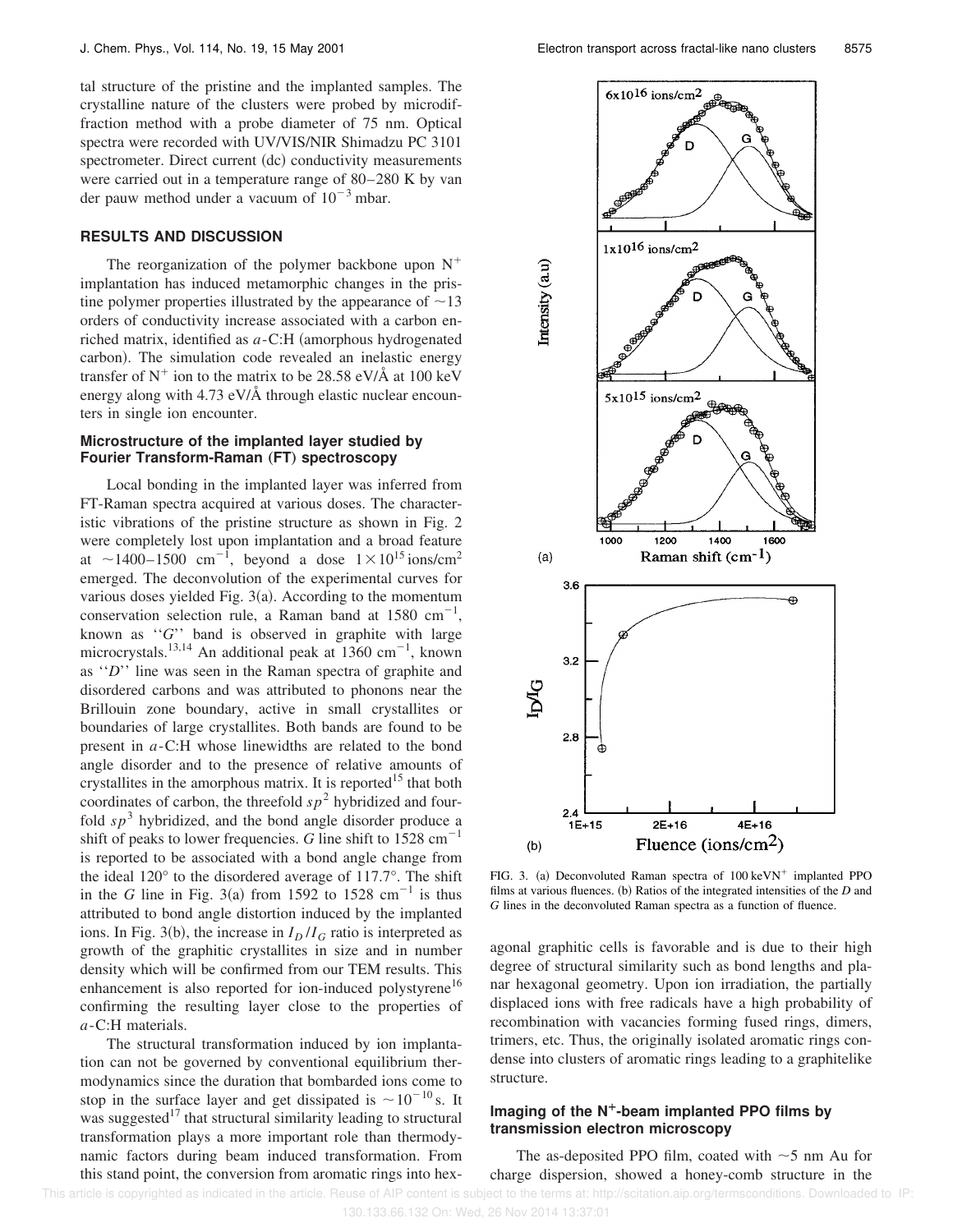tal structure of the pristine and the implanted samples. The crystalline nature of the clusters were probed by microdiffraction method with a probe diameter of 75 nm. Optical spectra were recorded with UV/VIS/NIR Shimadzu PC 3101 spectrometer. Direct current (dc) conductivity measurements were carried out in a temperature range of 80–280 K by van der pauw method under a vacuum of $10^{-3}$ mbar.

## RESULTS AND DISCUSSION

The reorganization of the polymer backbone upon $N^+$ implantation has induced metamorphic changes in the pristine polymer properties illustrated by the appearance of ~13 orders of conductivity increase associated with a carbon enriched matrix, identified as *a*-C:H (amorphous hydrogenated carbon). The simulation code revealed an inelastic energy transfer of $N^+$ ion to the matrix to be 28.58 eV/Å at 100 keV energy along with 4.73 eV/Å through elastic nuclear encounters in single ion encounter.

### Microstructure of the implanted layer studied by Fourier Transform-Raman (FT) spectroscopy

Local bonding in the implanted layer was inferred from FT-Raman spectra acquired at various doses. The characteristic vibrations of the pristine structure as shown in Fig. 2 were completely lost upon implantation and a broad feature at ~1400–1500 $\mathrm{cm}^{-1}$, beyond a dose $1\times10^{15}$ ions/$\mathrm{cm}^2$ emerged. The deconvolution of the experimental curves for various doses yielded Fig. 3(a). According to the momentum conservation selection rule, a Raman band at 1580 $\mathrm{cm}^{-1}$, known as "*G*" band is observed in graphite with large microcrystals.[13,14] An additional peak at 1360 $\mathrm{cm}^{-1}$, known as "*D*" line was seen in the Raman spectra of graphite and disordered carbons and was attributed to phonons near the Brillouin zone boundary, active in small crystallites or boundaries of large crystallites. Both bands are found to be present in *a*-C:H whose linewidths are related to the bond angle disorder and to the presence of relative amounts of crystallites in the amorphous matrix. It is reported[15] that both coordinates of carbon, the threefold $sp^2$ hybridized and fourfold $sp^3$ hybridized, and the bond angle disorder produce a shift of peaks to lower frequencies. *G* line shift to 1528 $\mathrm{cm}^{-1}$ is reported to be associated with a bond angle change from the ideal 120° to the disordered average of 117.7°. The shift in the *G* line in Fig. 3(a) from 1592 to 1528 $\mathrm{cm}^{-1}$ is thus attributed to bond angle distortion induced by the implanted ions. In Fig. 3(b), the increase in $I_D/I_G$ ratio is interpreted as growth of the graphitic crystallites in size and in number density which will be confirmed from our TEM results. This enhancement is also reported for ion-induced polystyrene[16] confirming the resulting layer close to the properties of *a*-C:H materials.

The structural transformation induced by ion implantation can not be governed by conventional equilibrium thermodynamics since the duration that bombarded ions come to stop in the surface layer and get dissipated is ~$10^{-10}$ s. It was suggested[17] that structural similarity leading to structural transformation plays a more important role than thermodynamic factors during beam induced transformation. From this stand point, the conversion from aromatic rings into hexagonal graphitic cells is favorable and is due to their high degree of structural similarity such as bond lengths and planar hexagonal geometry. Upon ion irradiation, the partially displaced ions with free radicals have a high probability of recombination with vacancies forming fused rings, dimers, trimers, etc. Thus, the originally isolated aromatic rings condense into clusters of aromatic rings leading to a graphitelike structure.

FIG. 3. (a) Deconvoluted Raman spectra of 100 keV$N^+$ implanted PPO films at various fluences. (b) Ratios of the integrated intensities of the *D* and *G* lines in the deconvoluted Raman spectra as a function of fluence.

### Imaging of the $N^+$-beam implanted PPO films by transmission electron microscopy

The as-deposited PPO film, coated with ~5 nm Au for charge dispersion, showed a honey-comb structure in the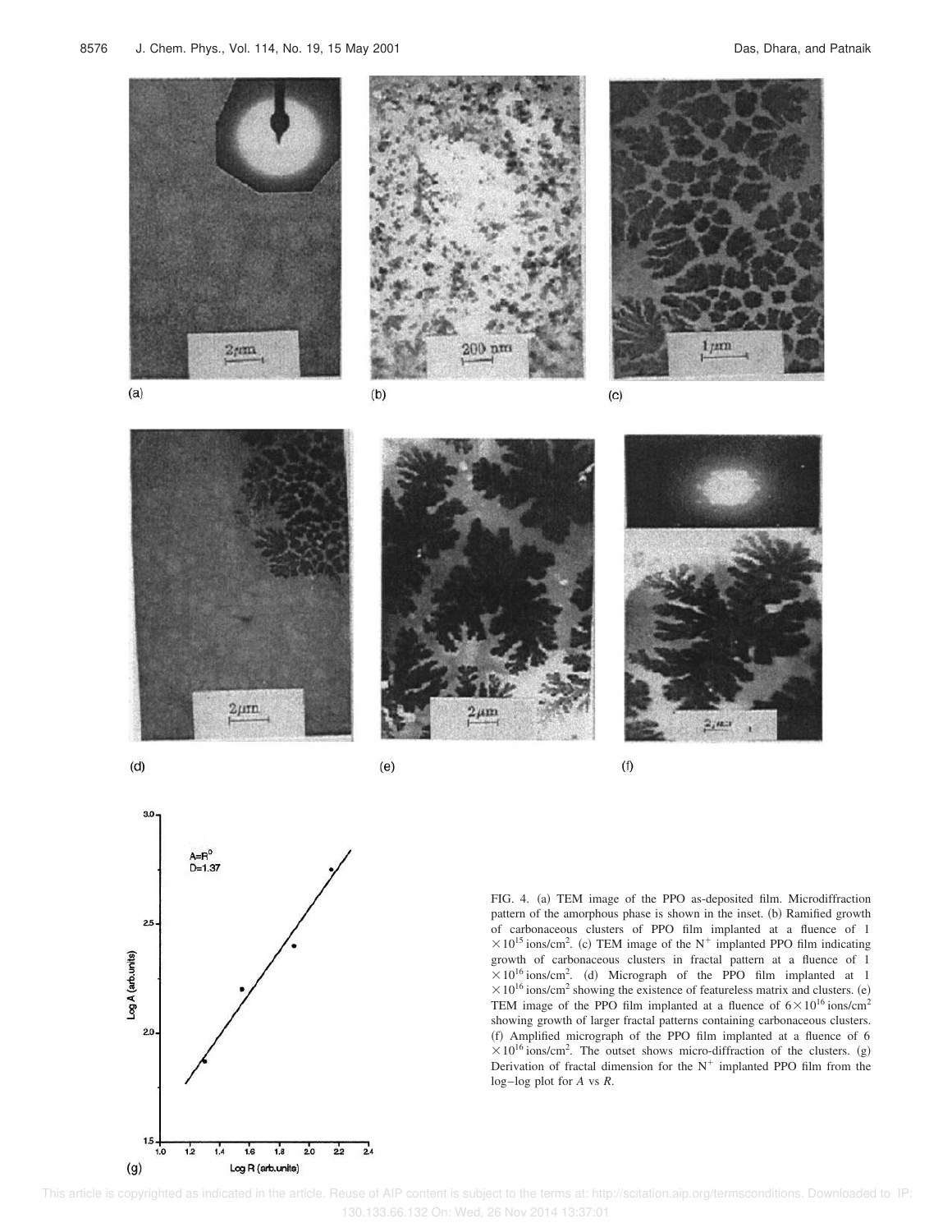FIG. 4. (a) TEM image of the PPO as-deposited film. Microdiffraction pattern of the amorphous phase is shown in the inset. (b) Ramified growth of carbonaceous clusters of PPO film implanted at a fluence of $1 \times 10^{15}$ ions/cm$^2$. (c) TEM image of the $N^+$ implanted PPO film indicating growth of carbonaceous clusters in fractal pattern at a fluence of $1 \times 10^{16}$ ions/cm$^2$. (d) Micrograph of the PPO film implanted at $1 \times 10^{16}$ ions/cm$^2$ showing the existence of featureless matrix and clusters. (e) TEM image of the PPO film implanted at a fluence of $6 \times 10^{16}$ ions/cm$^2$ showing growth of larger fractal patterns containing carbonaceous clusters. (f) Amplified micrograph of the PPO film implanted at a fluence of $6 \times 10^{16}$ ions/cm$^2$. The outset shows micro-diffraction of the clusters. (g) Derivation of fractal dimension for the $N^+$ implanted PPO film from the log–log plot for $A$ vs $R$.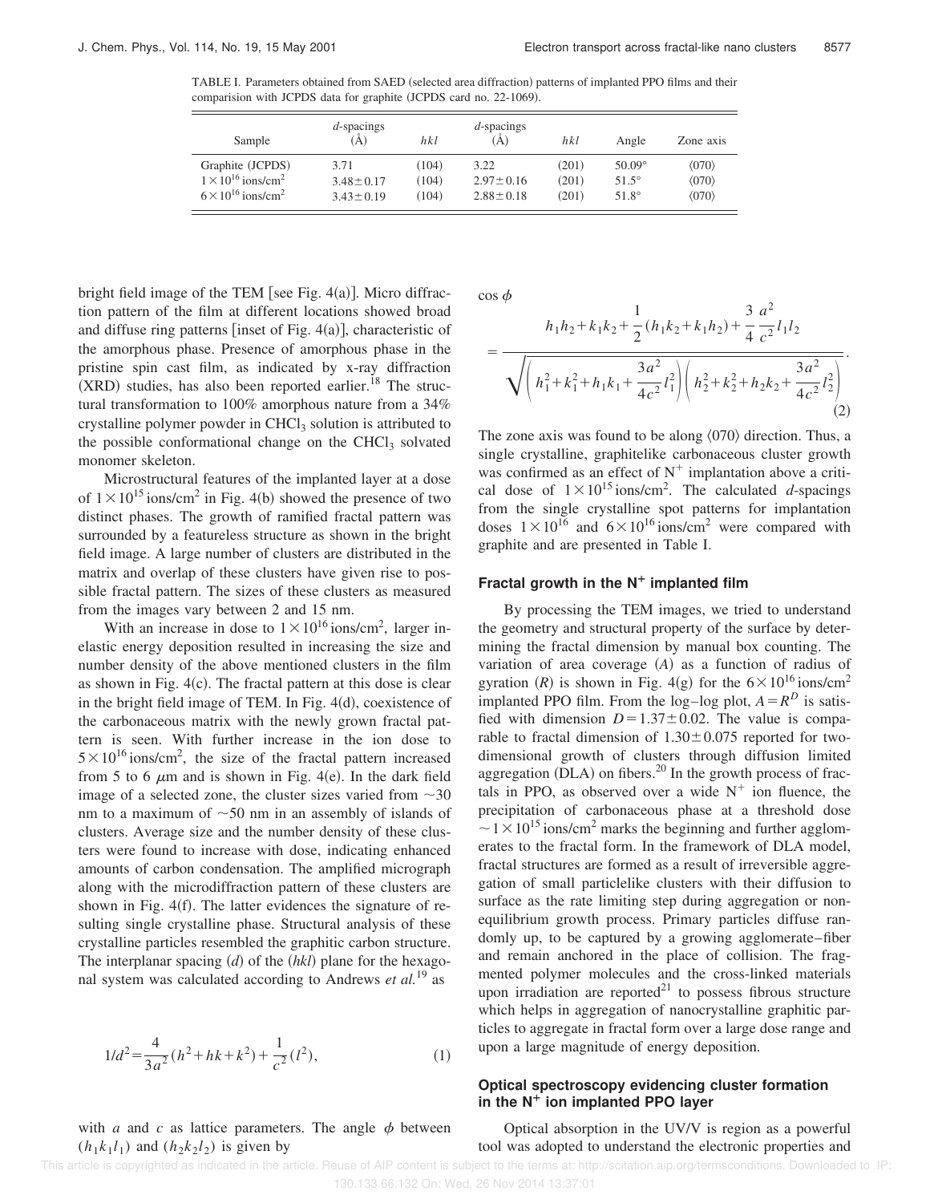TABLE I. Parameters obtained from SAED (selected area diffraction) patterns of implanted PPO films and their comparision with JCPDS data for graphite (JCPDS card no. 22-1069).

| Sample | d-spacings (Å) | hkl | d-spacings (Å) | hkl | Angle | Zone axis |
|---|---|---|---|---|---|---|
| Graphite (JCPDS) | 3.71 | (104) | 3.22 | (201) | 50.09° | ⟨070⟩ |
| $1\times10^{16}$ ions/cm$^2$ | $3.48\pm0.17$ | (104) | $2.97\pm0.16$ | (201) | 51.5° | ⟨070⟩ |
| $6\times10^{16}$ ions/cm$^2$ | $3.43\pm0.19$ | (104) | $2.88\pm0.18$ | (201) | 51.8° | ⟨070⟩ |

bright field image of the TEM [see Fig. 4(a)]. Micro diffraction pattern of the film at different locations showed broad and diffuse ring patterns [inset of Fig. 4(a)], characteristic of the amorphous phase. Presence of amorphous phase in the pristine spin cast film, as indicated by x-ray diffraction (XRD) studies, has also been reported earlier.[18] The structural transformation to 100% amorphous nature from a 34% crystalline polymer powder in $CHCl_3$ solution is attributed to the possible conformational change on the $CHCl_3$ solvated monomer skeleton.

Microstructural features of the implanted layer at a dose of $1\times10^{15}$ ions/cm$^2$ in Fig. 4(b) showed the presence of two distinct phases. The growth of ramified fractal pattern was surrounded by a featureless structure as shown in the bright field image. A large number of clusters are distributed in the matrix and overlap of these clusters have given rise to possible fractal pattern. The sizes of these clusters as measured from the images vary between 2 and 15 nm.

With an increase in dose to $1\times10^{16}$ ions/cm$^2$, larger inelastic energy deposition resulted in increasing the size and number density of the above mentioned clusters in the film as shown in Fig. 4(c). The fractal pattern at this dose is clear in the bright field image of TEM. In Fig. 4(d), coexistence of the carbonaceous matrix with the newly grown fractal pattern is seen. With further increase in the ion dose to $5\times10^{16}$ ions/cm$^2$, the size of the fractal pattern increased from 5 to 6 $\mu$m and is shown in Fig. 4(e). In the dark field image of a selected zone, the cluster sizes varied from ~30 nm to a maximum of ~50 nm in an assembly of islands of clusters. Average size and the number density of these clusters were found to increase with dose, indicating enhanced amounts of carbon condensation. The amplified micrograph along with the microdiffraction pattern of these clusters are shown in Fig. 4(f). The latter evidences the signature of resulting single crystalline phase. Structural analysis of these crystalline particles resembled the graphitic carbon structure. The interplanar spacing ($d$) of the ($hkl$) plane for the hexagonal system was calculated according to Andrews *et al.*[19] as

$$1/d^2 = \frac{4}{3a^2}(h^2+hk+k^2) + \frac{1}{c^2}(l^2), \tag{1}$$

with $a$ and $c$ as lattice parameters. The angle $\phi$ between $(h_1k_1l_1)$ and $(h_2k_2l_2)$ is given by

$$\cos\phi = \frac{h_1h_2+k_1k_2+\frac{1}{2}(h_1k_2+k_1h_2)+\frac{3}{4}\frac{a^2}{c^2}l_1l_2}{\sqrt{\left(h_1^2+k_1^2+h_1k_1+\frac{3a^2}{4c^2}l_1^2\right)\left(h_2^2+k_2^2+h_2k_2+\frac{3a^2}{4c^2}l_2^2\right)}}. \tag{2}$$

The zone axis was found to be along ⟨070⟩ direction. Thus, a single crystalline, graphitelike carbonaceous cluster growth was confirmed as an effect of $N^+$ implantation above a critical dose of $1\times10^{15}$ ions/cm$^2$. The calculated $d$-spacings from the single crystalline spot patterns for implantation doses $1\times10^{16}$ and $6\times10^{16}$ ions/cm$^2$ were compared with graphite and are presented in Table I.

### Fractal growth in the $N^+$ implanted film

By processing the TEM images, we tried to understand the geometry and structural property of the surface by determining the fractal dimension by manual box counting. The variation of area coverage ($A$) as a function of radius of gyration ($R$) is shown in Fig. 4(g) for the $6\times10^{16}$ ions/cm$^2$ implanted PPO film. From the log–log plot, $A=R^D$ is satisfied with dimension $D=1.37\pm0.02$. The value is comparable to fractal dimension of $1.30\pm0.075$ reported for two-dimensional growth of clusters through diffusion limited aggregation (DLA) on fibers.[20] In the growth process of fractals in PPO, as observed over a wide $N^+$ ion fluence, the precipitation of carbonaceous phase at a threshold dose $\sim1\times10^{15}$ ions/cm$^2$ marks the beginning and further agglomerates to the fractal form. In the framework of DLA model, fractal structures are formed as a result of irreversible aggregation of small particlelike clusters with their diffusion to surface as the rate limiting step during aggregation or nonequilibrium growth process. Primary particles diffuse randomly up, to be captured by a growing agglomerate–fiber and remain anchored in the place of collision. The fragmented polymer molecules and the cross-linked materials upon irradiation are reported[21] to possess fibrous structure which helps in aggregation of nanocrystalline graphitic particles to aggregate in fractal form over a large dose range and upon a large magnitude of energy deposition.

### Optical spectroscopy evidencing cluster formation in the $N^+$ ion implanted PPO layer

Optical absorption in the UV/V is region as a powerful tool was adopted to understand the electronic properties and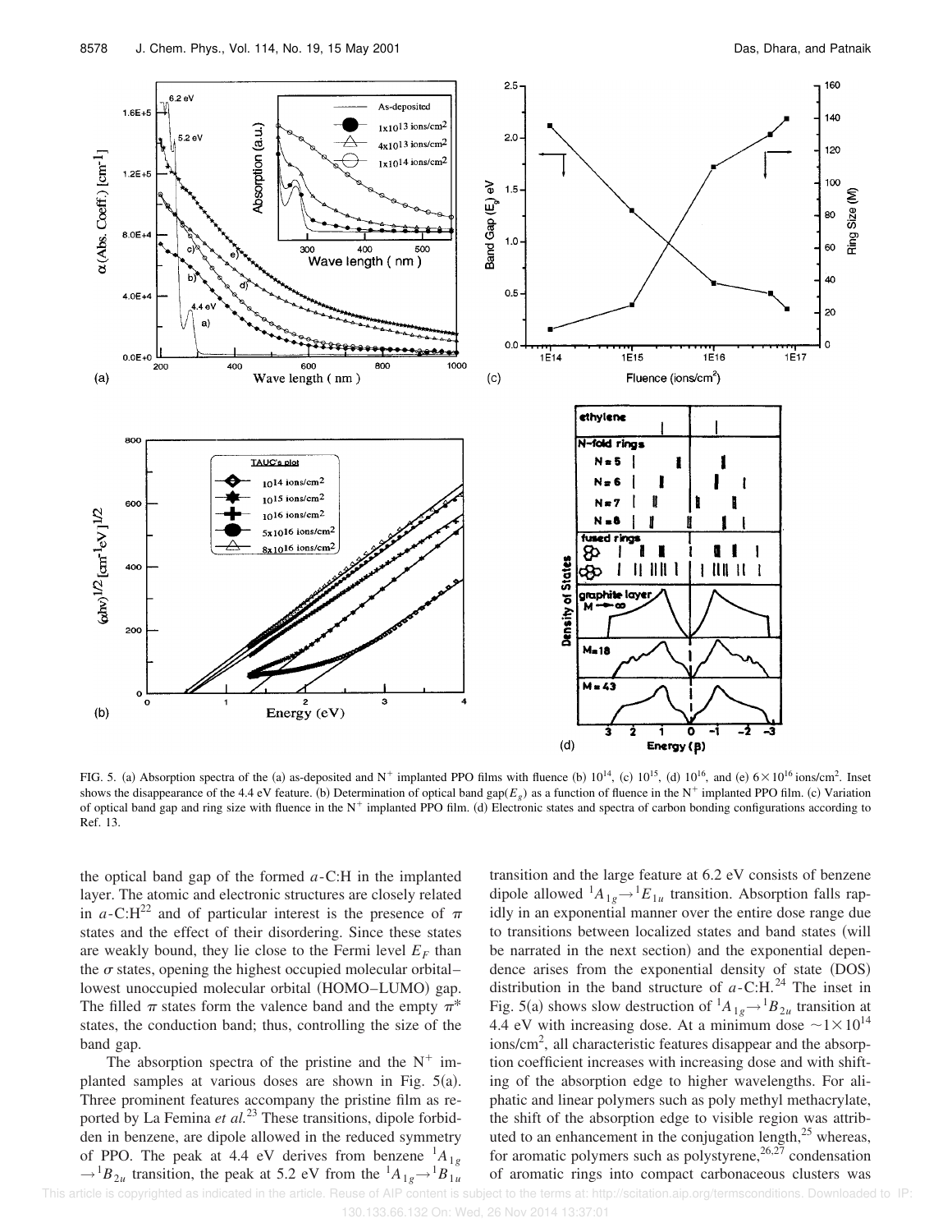FIG. 5. (a) Absorption spectra of the (a) as-deposited and $N^+$ implanted PPO films with fluence (b) $10^{14}$, (c) $10^{15}$, (d) $10^{16}$, and (e) $6\times10^{16}$ ions/cm$^2$. Inset shows the disappearance of the 4.4 eV feature. (b) Determination of optical band gap($E_g$) as a function of fluence in the $N^+$ implanted PPO film. (c) Variation of optical band gap and ring size with fluence in the $N^+$ implanted PPO film. (d) Electronic states and spectra of carbon bonding configurations according to Ref. 13.

the optical band gap of the formed *a*-C:H in the implanted layer. The atomic and electronic structures are closely related in *a*-C:H[22] and of particular interest is the presence of $\pi$ states and the effect of their disordering. Since these states are weakly bound, they lie close to the Fermi level $E_F$ than the $\sigma$ states, opening the highest occupied molecular orbital–lowest unoccupied molecular orbital (HOMO–LUMO) gap. The filled $\pi$ states form the valence band and the empty $\pi^*$ states, the conduction band; thus, controlling the size of the band gap.

The absorption spectra of the pristine and the $N^+$ implanted samples at various doses are shown in Fig. 5(a). Three prominent features accompany the pristine film as reported by La Femina *et al.*[23] These transitions, dipole forbidden in benzene, are dipole allowed in the reduced symmetry of PPO. The peak at 4.4 eV derives from benzene ${}^1A_{1g}\rightarrow{}^1B_{2u}$ transition, the peak at 5.2 eV from the ${}^1A_{1g}\rightarrow{}^1B_{1u}$ transition and the large feature at 6.2 eV consists of benzene dipole allowed ${}^1A_{1g}\rightarrow{}^1E_{1u}$ transition. Absorption falls rapidly in an exponential manner over the entire dose range due to transitions between localized states and band states (will be narrated in the next section) and the exponential dependence arises from the exponential density of state (DOS) distribution in the band structure of *a*-C:H.[24] The inset in Fig. 5(a) shows slow destruction of ${}^1A_{1g}\rightarrow{}^1B_{2u}$ transition at 4.4 eV with increasing dose. At a minimum dose $\sim1\times10^{14}$ ions/cm$^2$, all characteristic features disappear and the absorption coefficient increases with increasing dose and with shifting of the absorption edge to higher wavelengths. For aliphatic and linear polymers such as poly methyl methacrylate, the shift of the absorption edge to visible region was attributed to an enhancement in the conjugation length,[25] whereas, for aromatic polymers such as polystyrene,[26,27] condensation of aromatic rings into compact carbonaceous clusters was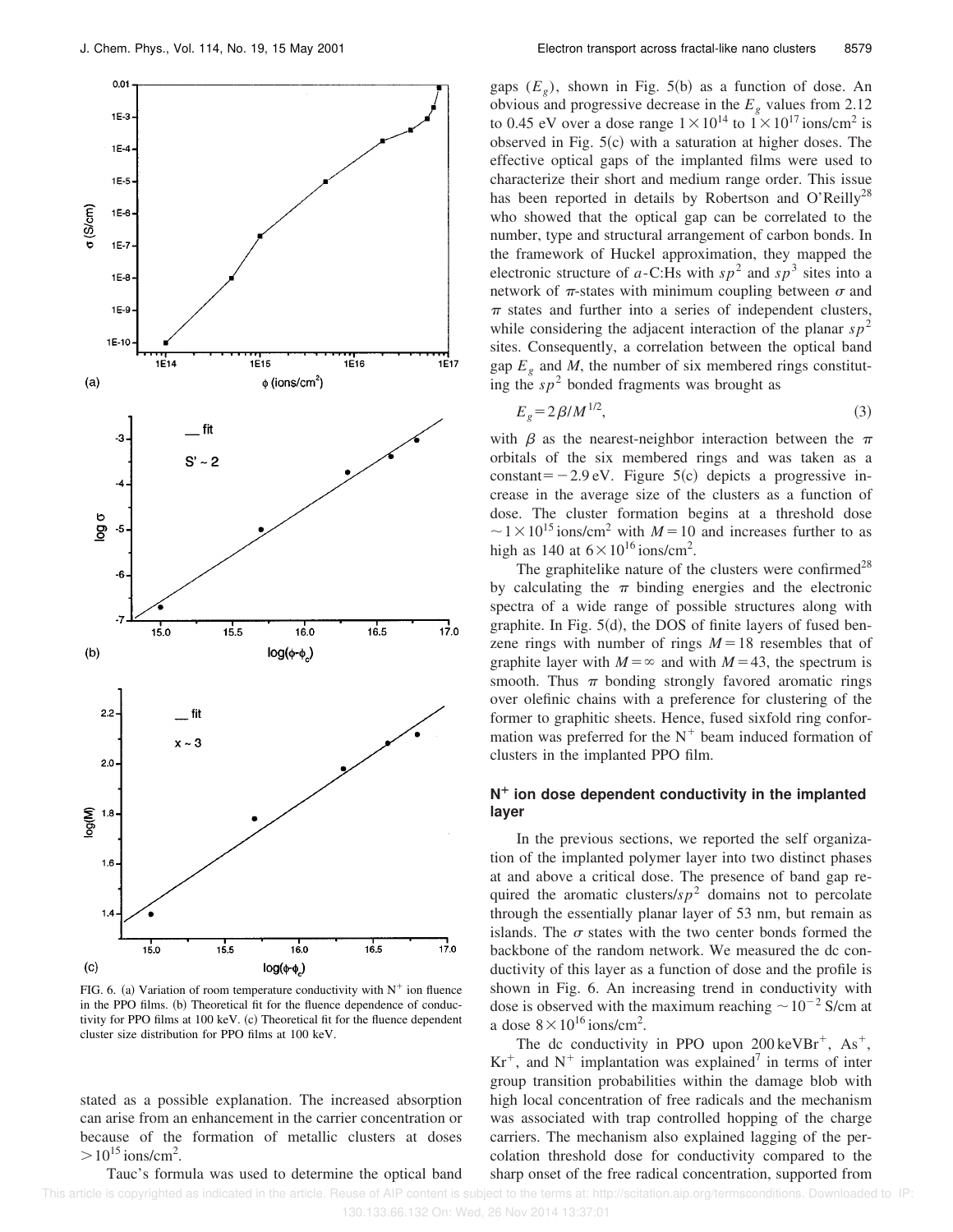FIG. 6. (a) Variation of room temperature conductivity with $N^+$ ion fluence in the PPO films. (b) Theoretical fit for the fluence dependence of conductivity for PPO films at 100 keV. (c) Theoretical fit for the fluence dependent cluster size distribution for PPO films at 100 keV.

stated as a possible explanation. The increased absorption can arise from an enhancement in the carrier concentration or because of the formation of metallic clusters at doses $>10^{15}$ ions/cm$^2$.

Tauc's formula was used to determine the optical band gaps ($E_g$), shown in Fig. 5(b) as a function of dose. An obvious and progressive decrease in the $E_g$ values from 2.12 to 0.45 eV over a dose range $1\times10^{14}$ to $1\times10^{17}$ ions/cm$^2$ is observed in Fig. 5(c) with a saturation at higher doses. The effective optical gaps of the implanted films were used to characterize their short and medium range order. This issue has been reported in details by Robertson and O'Reilly[28] who showed that the optical gap can be correlated to the number, type and structural arrangement of carbon bonds. In the framework of Huckel approximation, they mapped the electronic structure of $a$-C:Hs with $sp^2$ and $sp^3$ sites into a network of $\pi$-states with minimum coupling between $\sigma$ and $\pi$ states and further into a series of independent clusters, while considering the adjacent interaction of the planar $sp^2$ sites. Consequently, a correlation between the optical band gap $E_g$ and $M$, the number of six membered rings constituting the $sp^2$ bonded fragments was brought as

$$E_g = 2\beta/M^{1/2}, \tag{3}$$

with $\beta$ as the nearest-neighbor interaction between the $\pi$ orbitals of the six membered rings and was taken as a constant$=-2.9$ eV. Figure 5(c) depicts a progressive increase in the average size of the clusters as a function of dose. The cluster formation begins at a threshold dose $\sim1\times10^{15}$ ions/cm$^2$ with $M=10$ and increases further to as high as 140 at $6\times10^{16}$ ions/cm$^2$.

The graphitelike nature of the clusters were confirmed[28] by calculating the $\pi$ binding energies and the electronic spectra of a wide range of possible structures along with graphite. In Fig. 5(d), the DOS of finite layers of fused benzene rings with number of rings $M=18$ resembles that of graphite layer with $M=\infty$ and with $M=43$, the spectrum is smooth. Thus $\pi$ bonding strongly favored aromatic rings over olefinic chains with a preference for clustering of the former to graphitic sheets. Hence, fused sixfold ring conformation was preferred for the $N^+$ beam induced formation of clusters in the implanted PPO film.

## $N^+$ ion dose dependent conductivity in the implanted layer

In the previous sections, we reported the self organization of the implanted polymer layer into two distinct phases at and above a critical dose. The presence of band gap required the aromatic clusters/$sp^2$ domains not to percolate through the essentially planar layer of 53 nm, but remain as islands. The $\sigma$ states with the two center bonds formed the backbone of the random network. We measured the dc conductivity of this layer as a function of dose and the profile is shown in Fig. 6. An increasing trend in conductivity with dose is observed with the maximum reaching $\sim10^{-2}$ S/cm at a dose $8\times10^{16}$ ions/cm$^2$.

The dc conductivity in PPO upon 200 keV$Br^+$, $As^+$, $Kr^+$, and $N^+$ implantation was explained[7] in terms of inter group transition probabilities within the damage blob with high local concentration of free radicals and the mechanism was associated with trap controlled hopping of the charge carriers. The mechanism also explained lagging of the percolation threshold dose for conductivity compared to the sharp onset of the free radical concentration, supported from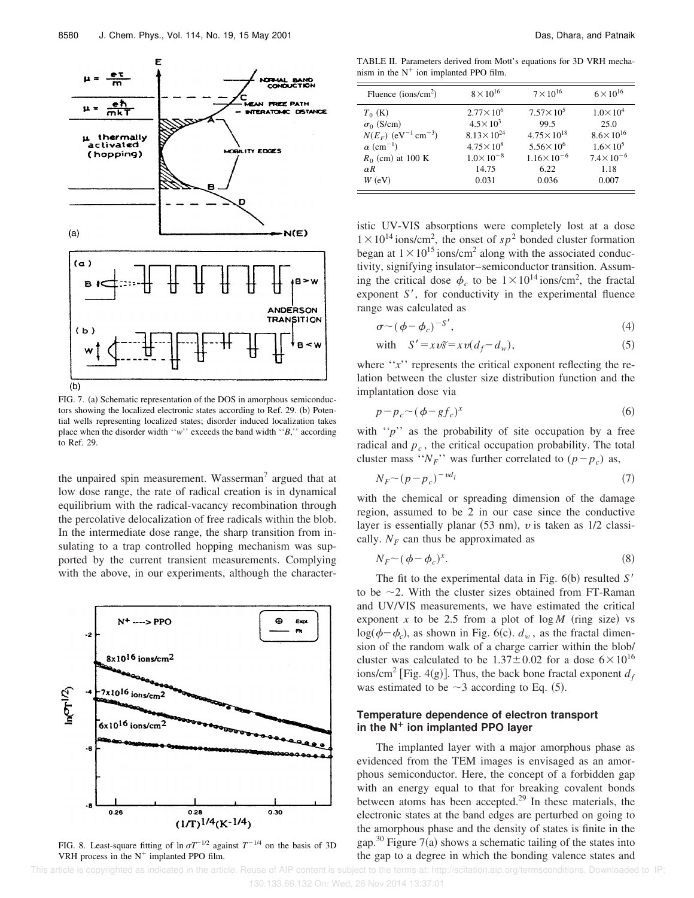FIG. 7. (a) Schematic representation of the DOS in amorphous semiconductors showing the localized electronic states according to Ref. 29. (b) Potential wells representing localized states; disorder induced localization takes place when the disorder width ''$w$'' exceeds the band width ''$B$,'' according to Ref. 29.

the unpaired spin measurement. Wasserman[7] argued that at low dose range, the rate of radical creation is in dynamical equilibrium with the radical-vacancy recombination through the percolative delocalization of free radicals within the blob. In the intermediate dose range, the sharp transition from insulating to a trap controlled hopping mechanism was supported by the current transient measurements. Complying with the above, in our experiments, although the characteristic UV-VIS absorptions were completely lost at a dose $1\times10^{14}$ ions/cm$^2$, the onset of $sp^2$ bonded cluster formation began at $1\times10^{15}$ ions/cm$^2$ along with the associated conductivity, signifying insulator–semiconductor transition. Assuming the critical dose $\phi_c$ to be $1\times10^{14}$ ions/cm$^2$, the fractal exponent $S'$, for conductivity in the experimental fluence range was calculated as

$$\sigma \sim (\phi-\phi_c)^{-S'}, \tag{4}$$

$$\text{with} \quad S' = xv\tilde{s} = xv(d_f - d_w), \tag{5}$$

where ''$x$'' represents the critical exponent reflecting the relation between the cluster size distribution function and the implantation dose via

$$p - p_c \sim (\phi - gf_c)^x \tag{6}$$

with ''$p$'' as the probability of site occupation by a free radical and $p_c$, the critical occupation probability. The total cluster mass ''$N_F$'' was further correlated to $(p-p_c)$ as,

$$N_F \sim (p-p_c)^{-vd_l} \tag{7}$$

with the chemical or spreading dimension of the damage region, assumed to be 2 in our case since the conductive layer is essentially planar (53 nm), $v$ is taken as 1/2 classically. $N_F$ can thus be approximated as

$$N_F \sim (\phi - \phi_c)^x. \tag{8}$$

The fit to the experimental data in Fig. 6(b) resulted $S'$ to be $\sim$2. With the cluster sizes obtained from FT-Raman and UV/VIS measurements, we have estimated the critical exponent $x$ to be 2.5 from a plot of $\log M$ (ring size) vs $\log(\phi-\phi_c)$, as shown in Fig. 6(c). $d_w$, as the fractal dimension of the random walk of a charge carrier within the blob/cluster was calculated to be $1.37\pm0.02$ for a dose $6\times10^{16}$ ions/cm$^2$ [Fig. 4(g)]. Thus, the back bone fractal exponent $d_f$ was estimated to be $\sim$3 according to Eq. (5).

FIG. 8. Least-square fitting of $\ln \sigma T^{-1/2}$ against $T^{-1/4}$ on the basis of 3D VRH process in the N$^+$ implanted PPO film.

TABLE II. Parameters derived from Mott's equations for 3D VRH mechanism in the N$^+$ ion implanted PPO film.

| Fluence (ions/cm$^2$) | $8\times10^{16}$ | $7\times10^{16}$ | $6\times10^{16}$ |
|---|---|---|---|
| $T_0$ (K) | $2.77\times10^{6}$ | $7.57\times10^{5}$ | $1.0\times10^{4}$ |
| $\sigma_0$ (S/cm) | $4.5\times10^{3}$ | 99.5 | 25.0 |
| $N(E_F)$ (eV$^{-1}$ cm$^{-3}$) | $8.13\times10^{24}$ | $4.75\times10^{18}$ | $8.6\times10^{16}$ |
| $\alpha$ (cm$^{-1}$) | $4.75\times10^{8}$ | $5.56\times10^{6}$ | $1.6\times10^{5}$ |
| $R_0$ (cm) at 100 K | $1.0\times10^{-8}$ | $1.16\times10^{-6}$ | $7.4\times10^{-6}$ |
| $\alpha R$ | 14.75 | 6.22 | 1.18 |
| $W$ (eV) | 0.031 | 0.036 | 0.007 |

### Temperature dependence of electron transport in the N$^+$ ion implanted PPO layer

The implanted layer with a major amorphous phase as evidenced from the TEM images is envisaged as an amorphous semiconductor. Here, the concept of a forbidden gap with an energy equal to that for breaking covalent bonds between atoms has been accepted.[29] In these materials, the electronic states at the band edges are perturbed on going to the amorphous phase and the density of states is finite in the gap.[30] Figure 7(a) shows a schematic tailing of the states into the gap to a degree in which the bonding valence states and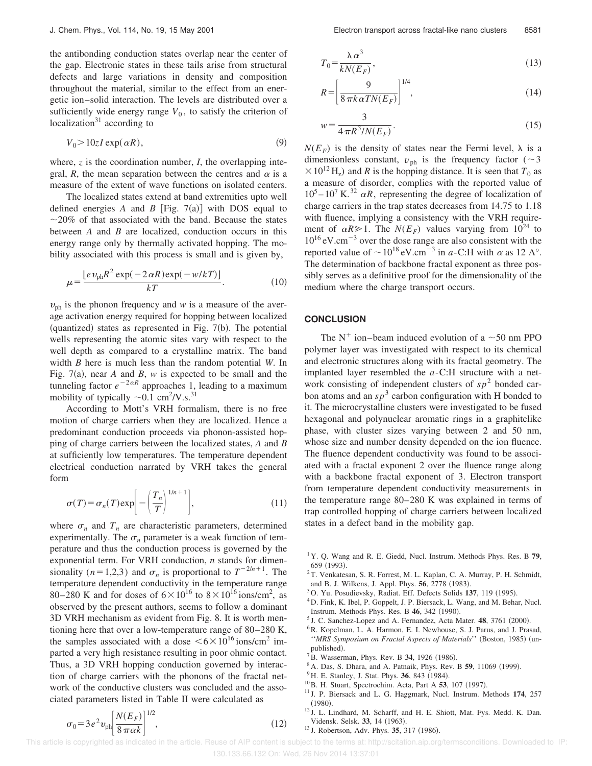the antibonding conduction states overlap near the center of the gap. Electronic states in these tails arise from structural defects and large variations in density and composition throughout the material, similar to the effect from an energetic ion–solid interaction. The levels are distributed over a sufficiently wide energy range $V_0$, to satisfy the criterion of localization[31] according to

$$V_0 > 10zI\exp(\alpha R), \tag{9}$$

where, $z$ is the coordination number, $I$, the overlapping integral, $R$, the mean separation between the centres and $\alpha$ is a measure of the extent of wave functions on isolated centers.

The localized states extend at band extremities upto well defined energies $A$ and $B$ [Fig. 7(a)] with DOS equal to $\sim$20% of that associated with the band. Because the states between $A$ and $B$ are localized, conduction occurs in this energy range only by thermally activated hopping. The mobility associated with this process is small and is given by,

$$\mu = \frac{\lfloor e v_{\mathrm{ph}} R^2 \exp(-2\alpha R)\exp(-w/kT)\rfloor}{kT}. \tag{10}$$

$v_{\mathrm{ph}}$ is the phonon frequency and $w$ is a measure of the average activation energy required for hopping between localized (quantized) states as represented in Fig. 7(b). The potential wells representing the atomic sites vary with respect to the well depth as compared to a crystalline matrix. The band width $B$ here is much less than the random potential $W$. In Fig. 7(a), near $A$ and $B$, $w$ is expected to be small and the tunneling factor $e^{-2\alpha R}$ approaches 1, leading to a maximum mobility of typically $\sim$0.1 cm$^2$/V.s.[31]

According to Mott's VRH formalism, there is no free motion of charge carriers when they are localized. Hence a predominant conduction proceeds via phonon-assisted hopping of charge carriers between the localized states, $A$ and $B$ at sufficiently low temperatures. The temperature dependent electrical conduction narrated by VRH takes the general form

$$\sigma(T) = \sigma_n(T)\exp\left[-\left(\frac{T_n}{T}\right)^{1/n+1}\right], \tag{11}$$

where $\sigma_n$ and $T_n$ are characteristic parameters, determined experimentally. The $\sigma_n$ parameter is a weak function of temperature and thus the conduction process is governed by the exponential term. For VRH conduction, $n$ stands for dimensionality ($n=1,2,3$) and $\sigma_n$ is proportional to $T^{-2/n+1}$. The temperature dependent conductivity in the temperature range 80–280 K and for doses of $6\times10^{16}$ to $8\times10^{16}$ ions/cm$^2$, as observed by the present authors, seems to follow a dominant 3D VRH mechanism as evident from Fig. 8. It is worth mentioning here that over a low-temperature range of 80–280 K, the samples associated with a dose $<6\times10^{16}$ ions/cm$^2$ imparted a very high resistance resulting in poor ohmic contact. Thus, a 3D VRH hopping conduction governed by interaction of charge carriers with the phonons of the fractal network of the conductive clusters was concluded and the associated parameters listed in Table II were calculated as

$$\sigma_0 = 3e^2 v_{\mathrm{ph}}\left[\frac{N(E_F)}{8\pi\alpha k}\right]^{1/2}, \tag{12}$$

$$T_0 = \frac{\lambda\alpha^3}{kN(E_F)}, \tag{13}$$

$$R = \left[\frac{9}{8\pi k\alpha TN(E_F)}\right]^{1/4}, \tag{14}$$

$$w = \frac{3}{4\pi R^3/N(E_F)}. \tag{15}$$

$N(E_F)$ is the density of states near the Fermi level, $\lambda$ is a dimensionless constant, $v_{\mathrm{ph}}$ is the frequency factor ($\sim 3\times10^{12}$ H$_z$) and $R$ is the hopping distance. It is seen that $T_0$ as a measure of disorder, complies with the reported value of $10^5$–$10^7$ K.[32] $\alpha R$, representing the degree of localization of charge carriers in the trap states decreases from 14.75 to 1.18 with fluence, implying a consistency with the VRH requirement of $\alpha R \gg 1$. The $N(E_F)$ values varying from $10^{24}$ to $10^{16}$ eV.cm$^{-3}$ over the dose range are also consistent with the reported value of $\sim10^{18}$ eV.cm$^{-3}$ in $a$-C:H with $\alpha$ as 12 A°. The determination of backbone fractal exponent as three possibly serves as a definitive proof for the dimensionality of the medium where the charge transport occurs.

## CONCLUSION

The N$^+$ ion–beam induced evolution of a $\sim$50 nm PPO polymer layer was investigated with respect to its chemical and electronic structures along with its fractal geometry. The implanted layer resembled the $a$-C:H structure with a network consisting of independent clusters of $sp^2$ bonded carbon atoms and an $sp^3$ carbon configuration with H bonded to it. The microcrystalline clusters were investigated to be fused hexagonal and polynuclear aromatic rings in a graphitelike phase, with cluster sizes varying between 2 and 50 nm, whose size and number density depended on the ion fluence. The fluence dependent conductivity was found to be associated with a fractal exponent 2 over the fluence range along with a backbone fractal exponent of 3. Electron transport from temperature dependent conductivity measurements in the temperature range 80–280 K was explained in terms of trap controlled hopping of charge carriers between localized states in a defect band in the mobility gap.

[1] Y. Q. Wang and R. E. Giedd, Nucl. Instrum. Methods Phys. Res. B **79**, 659 (1993).
[2] T. Venkatesan, S. R. Forrest, M. L. Kaplan, C. A. Murray, P. H. Schmidt, and B. J. Wilkens, J. Appl. Phys. **56**, 2778 (1983).
[3] O. Yu. Posudievsky, Radiat. Eff. Defects Solids **137**, 119 (1995).
[4] D. Fink, K. Ibel, P. Goppelt, J. P. Biersack, L. Wang, and M. Behar, Nucl. Instrum. Methods Phys. Res. B **46**, 342 (1990).
[5] J. C. Sanchez-Lopez and A. Fernandez, Acta Mater. **48**, 3761 (2000).
[6] R. Kopelman, L. A. Harmon, E. I. Newhouse, S. J. Parus, and J. Prasad, ''*MRS Symposium on Fractal Aspects of Materials*'' (Boston, 1985) (unpublished).
[7] B. Wasserman, Phys. Rev. B **34**, 1926 (1986).
[8] A. Das, S. Dhara, and A. Patnaik, Phys. Rev. B **59**, 11069 (1999).
[9] H. E. Stanley, J. Stat. Phys. **36**, 843 (1984).
[10] B. H. Stuart, Spectrochim. Acta, Part A **53**, 107 (1997).
[11] J. P. Biersack and L. G. Haggmark, Nucl. Instrum. Methods **174**, 257 (1980).
[12] J. L. Lindhard, M. Scharff, and H. E. Shiott, Mat. Fys. Medd. K. Dan. Vidensk. Selsk. **33**, 14 (1963).
[13] J. Robertson, Adv. Phys. **35**, 317 (1986).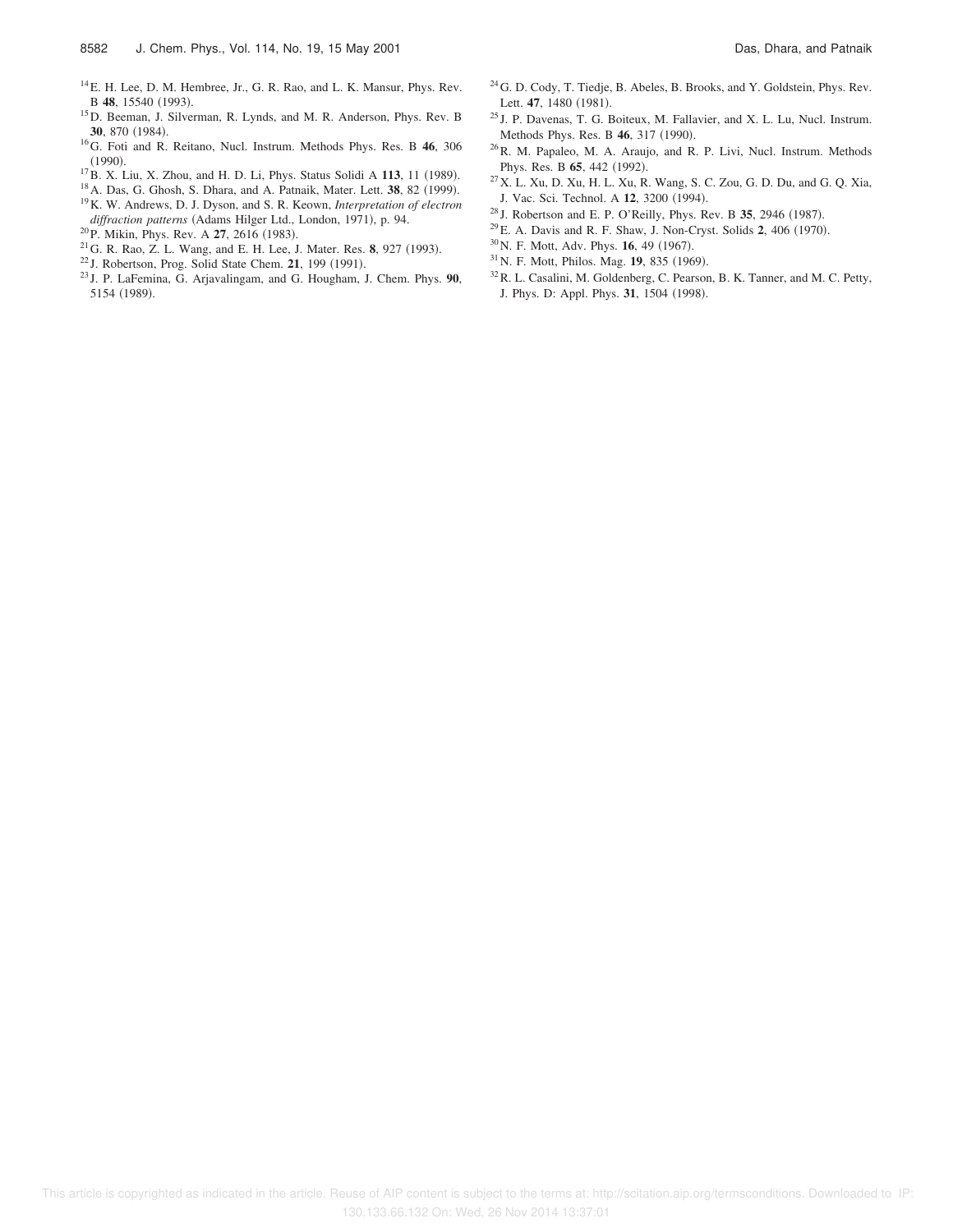[14] E. H. Lee, D. M. Hembree, Jr., G. R. Rao, and L. K. Mansur, Phys. Rev. B **48**, 15540 (1993).

[15] D. Beeman, J. Silverman, R. Lynds, and M. R. Anderson, Phys. Rev. B **30**, 870 (1984).

[16] G. Foti and R. Reitano, Nucl. Instrum. Methods Phys. Res. B **46**, 306 (1990).

[17] B. X. Liu, X. Zhou, and H. D. Li, Phys. Status Solidi A **113**, 11 (1989).

[18] A. Das, G. Ghosh, S. Dhara, and A. Patnaik, Mater. Lett. **38**, 82 (1999).

[19] K. W. Andrews, D. J. Dyson, and S. R. Keown, *Interpretation of electron diffraction patterns* (Adams Hilger Ltd., London, 1971), p. 94.

[20] P. Mikin, Phys. Rev. A **27**, 2616 (1983).

[21] G. R. Rao, Z. L. Wang, and E. H. Lee, J. Mater. Res. **8**, 927 (1993).

[22] J. Robertson, Prog. Solid State Chem. **21**, 199 (1991).

[23] J. P. LaFemina, G. Arjavalingam, and G. Hougham, J. Chem. Phys. **90**, 5154 (1989).

[24] G. D. Cody, T. Tiedje, B. Abeles, B. Brooks, and Y. Goldstein, Phys. Rev. Lett. **47**, 1480 (1981).

[25] J. P. Davenas, T. G. Boiteux, M. Fallavier, and X. L. Lu, Nucl. Instrum. Methods Phys. Res. B **46**, 317 (1990).

[26] R. M. Papaleo, M. A. Araujo, and R. P. Livi, Nucl. Instrum. Methods Phys. Res. B **65**, 442 (1992).

[27] X. L. Xu, D. Xu, H. L. Xu, R. Wang, S. C. Zou, G. D. Du, and G. Q. Xia, J. Vac. Sci. Technol. A **12**, 3200 (1994).

[28] J. Robertson and E. P. O'Reilly, Phys. Rev. B **35**, 2946 (1987).

[29] E. A. Davis and R. F. Shaw, J. Non-Cryst. Solids **2**, 406 (1970).

[30] N. F. Mott, Adv. Phys. **16**, 49 (1967).

[31] N. F. Mott, Philos. Mag. **19**, 835 (1969).

[32] R. L. Casalini, M. Goldenberg, C. Pearson, B. K. Tanner, and M. C. Petty, J. Phys. D: Appl. Phys. **31**, 1504 (1998).